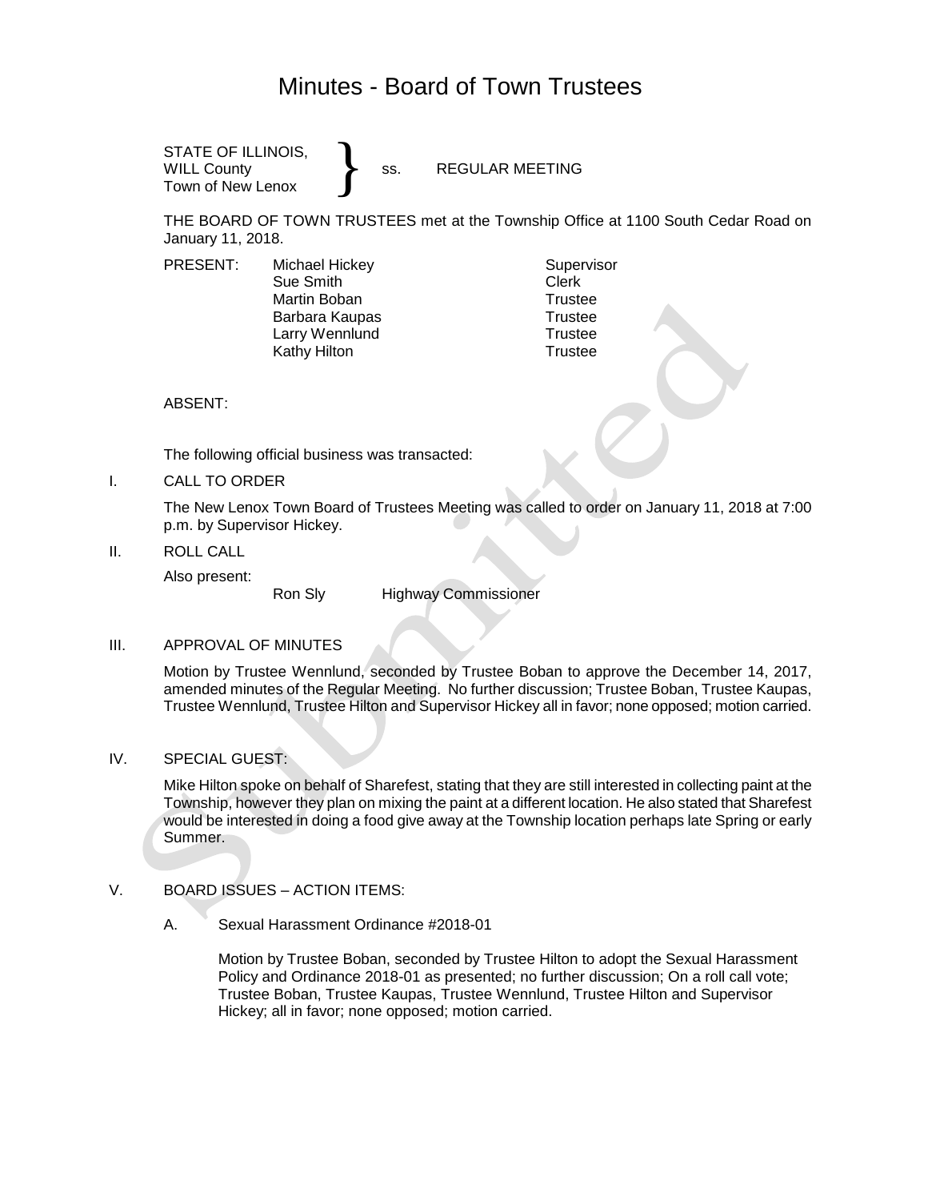# Minutes - Board of Town Trustees

STATE OF ILLINOIS,
WILL County } ss. REGULAR MEETING
Town of New Lenox

THE BOARD OF TOWN TRUSTEES met at the Township Office at 1100 South Cedar Road on January 11, 2018.

| PRESENT: | | |
|---|---|---|
| | Michael Hickey | Supervisor |
| | Sue Smith | Clerk |
| | Martin Boban | Trustee |
| | Barbara Kaupas | Trustee |
| | Larry Wennlund | Trustee |
| | Kathy Hilton | Trustee |

ABSENT:

The following official business was transacted:

I. CALL TO ORDER

The New Lenox Town Board of Trustees Meeting was called to order on January 11, 2018 at 7:00 p.m. by Supervisor Hickey.

II. ROLL CALL

Also present:
Ron Sly Highway Commissioner

III. APPROVAL OF MINUTES

Motion by Trustee Wennlund, seconded by Trustee Boban to approve the December 14, 2017, amended minutes of the Regular Meeting. No further discussion; Trustee Boban, Trustee Kaupas, Trustee Wennlund, Trustee Hilton and Supervisor Hickey all in favor; none opposed; motion carried.

IV. SPECIAL GUEST:

Mike Hilton spoke on behalf of Sharefest, stating that they are still interested in collecting paint at the Township, however they plan on mixing the paint at a different location. He also stated that Sharefest would be interested in doing a food give away at the Township location perhaps late Spring or early Summer.

V. BOARD ISSUES – ACTION ITEMS:

A. Sexual Harassment Ordinance #2018-01

Motion by Trustee Boban, seconded by Trustee Hilton to adopt the Sexual Harassment Policy and Ordinance 2018-01 as presented; no further discussion; On a roll call vote; Trustee Boban, Trustee Kaupas, Trustee Wennlund, Trustee Hilton and Supervisor Hickey; all in favor; none opposed; motion carried.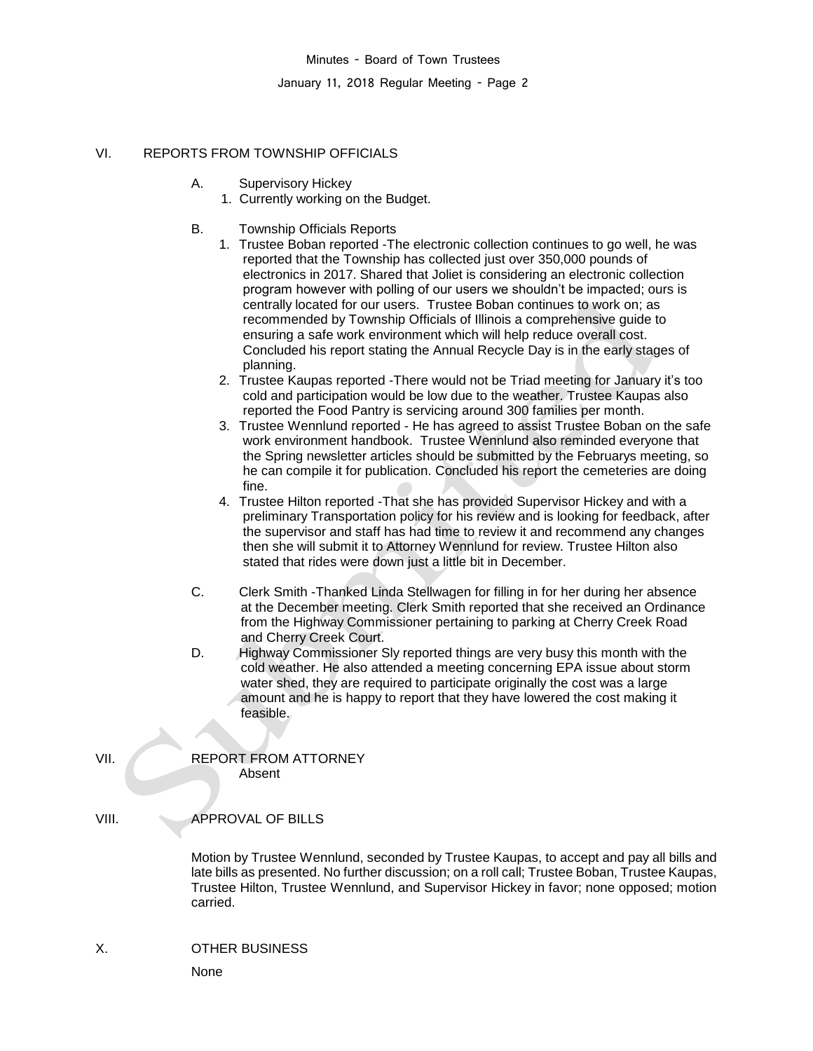## VI. REPORTS FROM TOWNSHIP OFFICIALS

A. Supervisory Hickey

1. Currently working on the Budget.

B. Township Officials Reports

1. Trustee Boban reported -The electronic collection continues to go well, he was reported that the Township has collected just over 350,000 pounds of electronics in 2017. Shared that Joliet is considering an electronic collection program however with polling of our users we shouldn't be impacted; ours is centrally located for our users. Trustee Boban continues to work on; as recommended by Township Officials of Illinois a comprehensive guide to ensuring a safe work environment which will help reduce overall cost. Concluded his report stating the Annual Recycle Day is in the early stages of planning.
2. Trustee Kaupas reported -There would not be Triad meeting for January it's too cold and participation would be low due to the weather. Trustee Kaupas also reported the Food Pantry is servicing around 300 families per month.
3. Trustee Wennlund reported - He has agreed to assist Trustee Boban on the safe work environment handbook. Trustee Wennlund also reminded everyone that the Spring newsletter articles should be submitted by the Februarys meeting, so he can compile it for publication. Concluded his report the cemeteries are doing fine.
4. Trustee Hilton reported -That she has provided Supervisor Hickey and with a preliminary Transportation policy for his review and is looking for feedback, after the supervisor and staff has had time to review it and recommend any changes then she will submit it to Attorney Wennlund for review. Trustee Hilton also stated that rides were down just a little bit in December.

C. Clerk Smith -Thanked Linda Stellwagen for filling in for her during her absence at the December meeting. Clerk Smith reported that she received an Ordinance from the Highway Commissioner pertaining to parking at Cherry Creek Road and Cherry Creek Court.

D. Highway Commissioner Sly reported things are very busy this month with the cold weather. He also attended a meeting concerning EPA issue about storm water shed, they are required to participate originally the cost was a large amount and he is happy to report that they have lowered the cost making it feasible.

## VII. REPORT FROM ATTORNEY

Absent

## VIII. APPROVAL OF BILLS

Motion by Trustee Wennlund, seconded by Trustee Kaupas, to accept and pay all bills and late bills as presented. No further discussion; on a roll call; Trustee Boban, Trustee Kaupas, Trustee Hilton, Trustee Wennlund, and Supervisor Hickey in favor; none opposed; motion carried.

## X. OTHER BUSINESS

None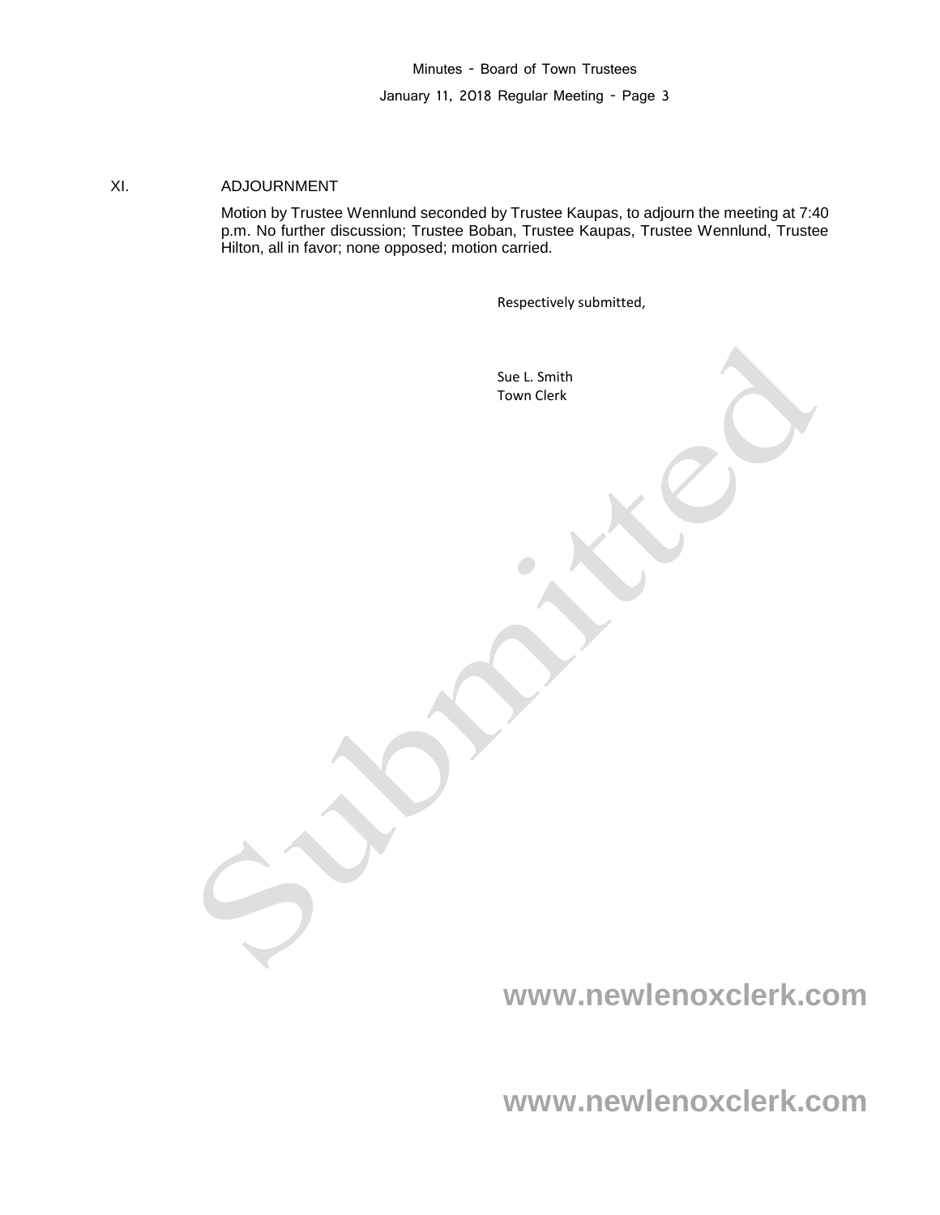## XI. ADJOURNMENT

Motion by Trustee Wennlund seconded by Trustee Kaupas, to adjourn the meeting at 7:40 p.m. No further discussion; Trustee Boban, Trustee Kaupas, Trustee Wennlund, Trustee Hilton, all in favor; none opposed; motion carried.

Respectively submitted,

Sue L. Smith
Town Clerk